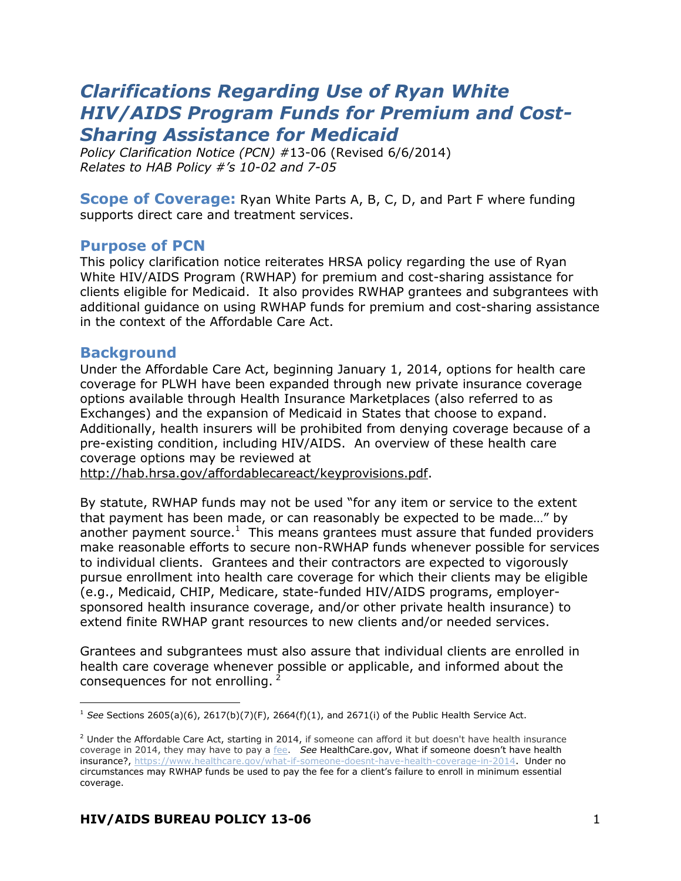# *Clarifications Regarding Use of Ryan White HIV/AIDS Program Funds for Premium and Cost-Sharing Assistance for Medicaid*

*Policy Clarification Notice (PCN)* #13-06 (Revised 6/6/2014)
*Relates to HAB Policy #'s 10-02 and 7-05*

**Scope of Coverage:** Ryan White Parts A, B, C, D, and Part F where funding supports direct care and treatment services.

## Purpose of PCN

This policy clarification notice reiterates HRSA policy regarding the use of Ryan White HIV/AIDS Program (RWHAP) for premium and cost-sharing assistance for clients eligible for Medicaid. It also provides RWHAP grantees and subgrantees with additional guidance on using RWHAP funds for premium and cost-sharing assistance in the context of the Affordable Care Act.

## Background

Under the Affordable Care Act, beginning January 1, 2014, options for health care coverage for PLWH have been expanded through new private insurance coverage options available through Health Insurance Marketplaces (also referred to as Exchanges) and the expansion of Medicaid in States that choose to expand. Additionally, health insurers will be prohibited from denying coverage because of a pre-existing condition, including HIV/AIDS. An overview of these health care coverage options may be reviewed at http://hab.hrsa.gov/affordablecareact/keyprovisions.pdf.

By statute, RWHAP funds may not be used "for any item or service to the extent that payment has been made, or can reasonably be expected to be made…" by another payment source.[1] This means grantees must assure that funded providers make reasonable efforts to secure non-RWHAP funds whenever possible for services to individual clients. Grantees and their contractors are expected to vigorously pursue enrollment into health care coverage for which their clients may be eligible (e.g., Medicaid, CHIP, Medicare, state-funded HIV/AIDS programs, employer-sponsored health insurance coverage, and/or other private health insurance) to extend finite RWHAP grant resources to new clients and/or needed services.

Grantees and subgrantees must also assure that individual clients are enrolled in health care coverage whenever possible or applicable, and informed about the consequences for not enrolling.[2]

---

[1] *See* Sections 2605(a)(6), 2617(b)(7)(F), 2664(f)(1), and 2671(i) of the Public Health Service Act.

[2] Under the Affordable Care Act, starting in 2014, if someone can afford it but doesn't have health insurance coverage in 2014, they may have to pay a fee. *See* HealthCare.gov, What if someone doesn't have health insurance?, https://www.healthcare.gov/what-if-someone-doesnt-have-health-coverage-in-2014. Under no circumstances may RWHAP funds be used to pay the fee for a client's failure to enroll in minimum essential coverage.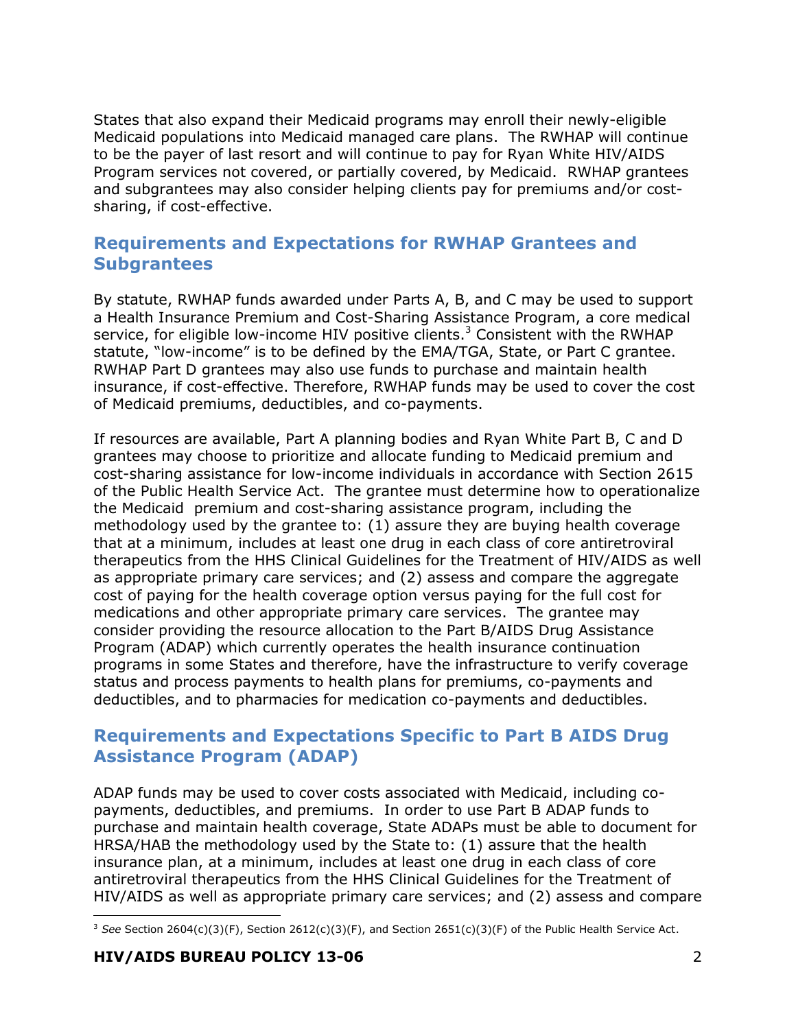States that also expand their Medicaid programs may enroll their newly-eligible Medicaid populations into Medicaid managed care plans. The RWHAP will continue to be the payer of last resort and will continue to pay for Ryan White HIV/AIDS Program services not covered, or partially covered, by Medicaid. RWHAP grantees and subgrantees may also consider helping clients pay for premiums and/or cost-sharing, if cost-effective.

## Requirements and Expectations for RWHAP Grantees and Subgrantees

By statute, RWHAP funds awarded under Parts A, B, and C may be used to support a Health Insurance Premium and Cost-Sharing Assistance Program, a core medical service, for eligible low-income HIV positive clients.[3] Consistent with the RWHAP statute, "low-income" is to be defined by the EMA/TGA, State, or Part C grantee. RWHAP Part D grantees may also use funds to purchase and maintain health insurance, if cost-effective. Therefore, RWHAP funds may be used to cover the cost of Medicaid premiums, deductibles, and co-payments.

If resources are available, Part A planning bodies and Ryan White Part B, C and D grantees may choose to prioritize and allocate funding to Medicaid premium and cost-sharing assistance for low-income individuals in accordance with Section 2615 of the Public Health Service Act. The grantee must determine how to operationalize the Medicaid premium and cost-sharing assistance program, including the methodology used by the grantee to: (1) assure they are buying health coverage that at a minimum, includes at least one drug in each class of core antiretroviral therapeutics from the HHS Clinical Guidelines for the Treatment of HIV/AIDS as well as appropriate primary care services; and (2) assess and compare the aggregate cost of paying for the health coverage option versus paying for the full cost for medications and other appropriate primary care services. The grantee may consider providing the resource allocation to the Part B/AIDS Drug Assistance Program (ADAP) which currently operates the health insurance continuation programs in some States and therefore, have the infrastructure to verify coverage status and process payments to health plans for premiums, co-payments and deductibles, and to pharmacies for medication co-payments and deductibles.

## Requirements and Expectations Specific to Part B AIDS Drug Assistance Program (ADAP)

ADAP funds may be used to cover costs associated with Medicaid, including co-payments, deductibles, and premiums. In order to use Part B ADAP funds to purchase and maintain health coverage, State ADAPs must be able to document for HRSA/HAB the methodology used by the State to: (1) assure that the health insurance plan, at a minimum, includes at least one drug in each class of core antiretroviral therapeutics from the HHS Clinical Guidelines for the Treatment of HIV/AIDS as well as appropriate primary care services; and (2) assess and compare

---

[3] *See* Section 2604(c)(3)(F), Section 2612(c)(3)(F), and Section 2651(c)(3)(F) of the Public Health Service Act.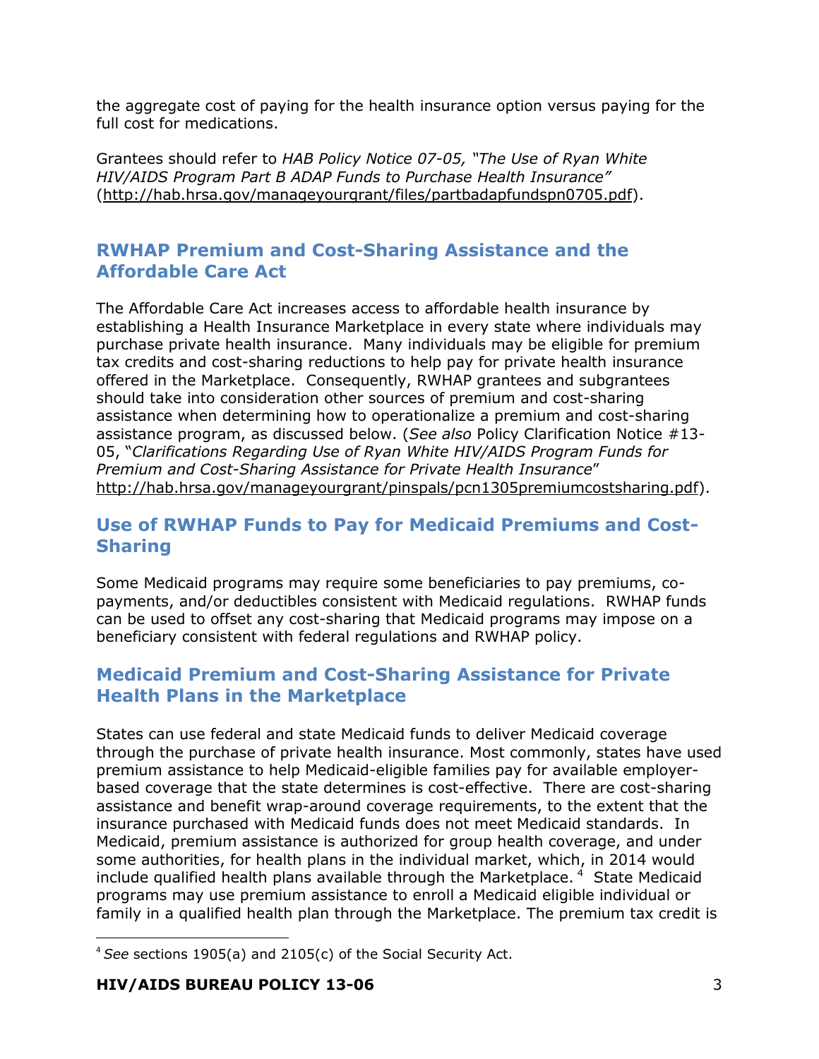the aggregate cost of paying for the health insurance option versus paying for the full cost for medications.

Grantees should refer to *HAB Policy Notice 07-05, "The Use of Ryan White HIV/AIDS Program Part B ADAP Funds to Purchase Health Insurance"* (http://hab.hrsa.gov/manageyourgrant/files/partbadapfundspn0705.pdf).

## RWHAP Premium and Cost-Sharing Assistance and the Affordable Care Act

The Affordable Care Act increases access to affordable health insurance by establishing a Health Insurance Marketplace in every state where individuals may purchase private health insurance. Many individuals may be eligible for premium tax credits and cost-sharing reductions to help pay for private health insurance offered in the Marketplace. Consequently, RWHAP grantees and subgrantees should take into consideration other sources of premium and cost-sharing assistance when determining how to operationalize a premium and cost-sharing assistance program, as discussed below. (*See also* Policy Clarification Notice #13-05, "*Clarifications Regarding Use of Ryan White HIV/AIDS Program Funds for Premium and Cost-Sharing Assistance for Private Health Insurance*" http://hab.hrsa.gov/manageyourgrant/pinspals/pcn1305premiumcostsharing.pdf).

## Use of RWHAP Funds to Pay for Medicaid Premiums and Cost-Sharing

Some Medicaid programs may require some beneficiaries to pay premiums, co-payments, and/or deductibles consistent with Medicaid regulations. RWHAP funds can be used to offset any cost-sharing that Medicaid programs may impose on a beneficiary consistent with federal regulations and RWHAP policy.

## Medicaid Premium and Cost-Sharing Assistance for Private Health Plans in the Marketplace

States can use federal and state Medicaid funds to deliver Medicaid coverage through the purchase of private health insurance. Most commonly, states have used premium assistance to help Medicaid-eligible families pay for available employer-based coverage that the state determines is cost-effective. There are cost-sharing assistance and benefit wrap-around coverage requirements, to the extent that the insurance purchased with Medicaid funds does not meet Medicaid standards. In Medicaid, premium assistance is authorized for group health coverage, and under some authorities, for health plans in the individual market, which, in 2014 would include qualified health plans available through the Marketplace. [4] State Medicaid programs may use premium assistance to enroll a Medicaid eligible individual or family in a qualified health plan through the Marketplace. The premium tax credit is

[4] *See* sections 1905(a) and 2105(c) of the Social Security Act.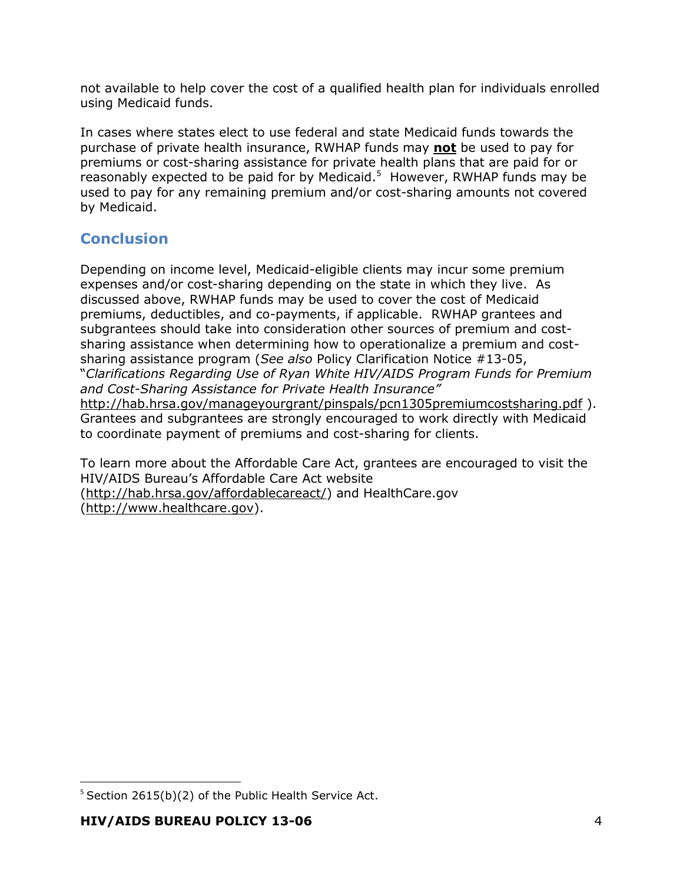not available to help cover the cost of a qualified health plan for individuals enrolled using Medicaid funds.

In cases where states elect to use federal and state Medicaid funds towards the purchase of private health insurance, RWHAP funds may **not** be used to pay for premiums or cost-sharing assistance for private health plans that are paid for or reasonably expected to be paid for by Medicaid.[5] However, RWHAP funds may be used to pay for any remaining premium and/or cost-sharing amounts not covered by Medicaid.

## Conclusion

Depending on income level, Medicaid-eligible clients may incur some premium expenses and/or cost-sharing depending on the state in which they live. As discussed above, RWHAP funds may be used to cover the cost of Medicaid premiums, deductibles, and co-payments, if applicable. RWHAP grantees and subgrantees should take into consideration other sources of premium and cost-sharing assistance when determining how to operationalize a premium and cost-sharing assistance program (*See also* Policy Clarification Notice #13-05, "*Clarifications Regarding Use of Ryan White HIV/AIDS Program Funds for Premium and Cost-Sharing Assistance for Private Health Insurance"* http://hab.hrsa.gov/manageyourgrant/pinspals/pcn1305premiumcostsharing.pdf ). Grantees and subgrantees are strongly encouraged to work directly with Medicaid to coordinate payment of premiums and cost-sharing for clients.

To learn more about the Affordable Care Act, grantees are encouraged to visit the HIV/AIDS Bureau's Affordable Care Act website (http://hab.hrsa.gov/affordablecareact/) and HealthCare.gov (http://www.healthcare.gov).

[5] Section 2615(b)(2) of the Public Health Service Act.